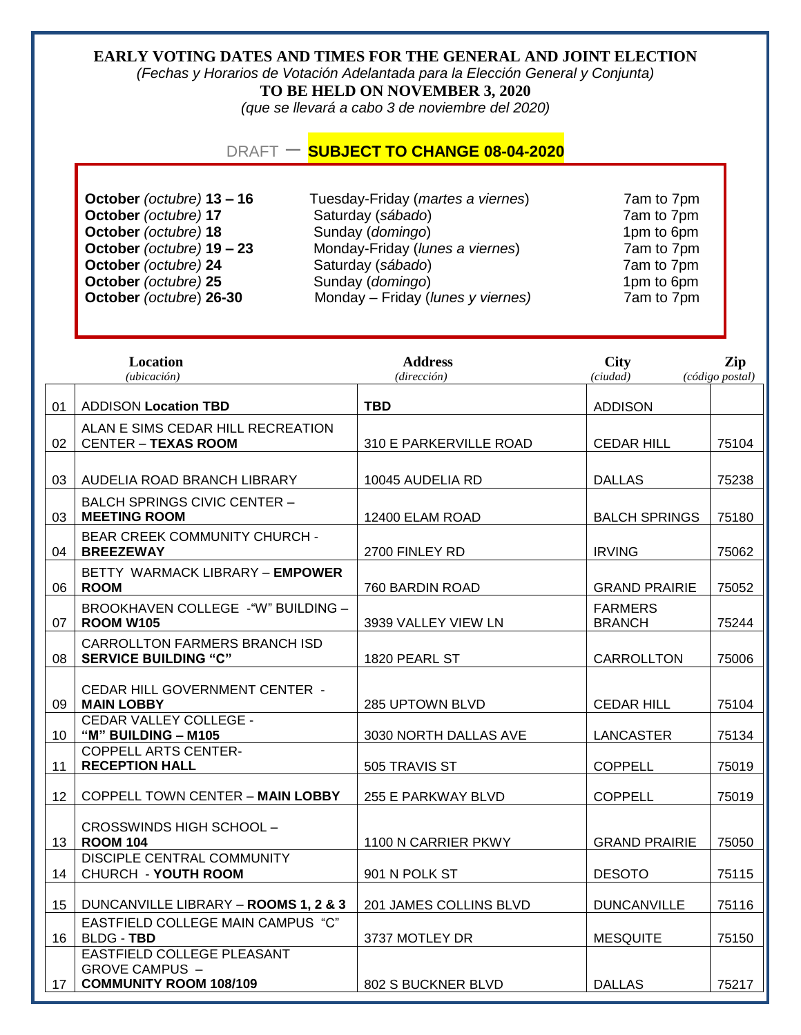# EARLY VOTING DATES AND TIMES FOR THE GENERAL AND JOINT ELECTION

*(Fechas y Horarios de Votación Adelantada para la Elección General y Conjunta)*

**TO BE HELD ON NOVEMBER 3, 2020**

*(que se llevará a cabo 3 de noviembre del 2020)*

DRAFT – **SUBJECT TO CHANGE 08-04-2020**

| | | |
|---|---|---|
| **October** *(octubre)* **13 – 16** | Tuesday-Friday (*martes a viernes*) | 7am to 7pm |
| **October** *(octubre)* **17** | Saturday (*sábado*) | 7am to 7pm |
| **October** *(octubre)* **18** | Sunday (*domingo*) | 1pm to 6pm |
| **October** *(octubre)* **19 – 23** | Monday-Friday (*lunes a viernes*) | 7am to 7pm |
| **October** *(octubre)* **24** | Saturday (*sábado*) | 7am to 7pm |
| **October** *(octubre)* **25** | Sunday (*domingo*) | 1pm to 6pm |
| **October** *(octubre)* **26-30** | Monday – Friday (*lunes y viernes*) | 7am to 7pm |

| | **Location** *(ubicación)* | **Address** *(dirección)* | **City** *(ciudad)* | **Zip** *(código postal)* |
|---|---|---|---|---|
| 01 | ADDISON **Location TBD** | **TBD** | ADDISON | |
| 02 | ALAN E SIMS CEDAR HILL RECREATION CENTER – **TEXAS ROOM** | 310 E PARKERVILLE ROAD | CEDAR HILL | 75104 |
| 03 | AUDELIA ROAD BRANCH LIBRARY | 10045 AUDELIA RD | DALLAS | 75238 |
| 03 | BALCH SPRINGS CIVIC CENTER – **MEETING ROOM** | 12400 ELAM ROAD | BALCH SPRINGS | 75180 |
| 04 | BEAR CREEK COMMUNITY CHURCH - **BREEZEWAY** | 2700 FINLEY RD | IRVING | 75062 |
| 06 | BETTY WARMACK LIBRARY – **EMPOWER ROOM** | 760 BARDIN ROAD | GRAND PRAIRIE | 75052 |
| 07 | BROOKHAVEN COLLEGE -"W" BUILDING – **ROOM W105** | 3939 VALLEY VIEW LN | FARMERS BRANCH | 75244 |
| 08 | CARROLLTON FARMERS BRANCH ISD **SERVICE BUILDING "C"** | 1820 PEARL ST | CARROLLTON | 75006 |
| 09 | CEDAR HILL GOVERNMENT CENTER - **MAIN LOBBY** | 285 UPTOWN BLVD | CEDAR HILL | 75104 |
| 10 | CEDAR VALLEY COLLEGE - **"M" BUILDING – M105** | 3030 NORTH DALLAS AVE | LANCASTER | 75134 |
| 11 | COPPELL ARTS CENTER- **RECEPTION HALL** | 505 TRAVIS ST | COPPELL | 75019 |
| 12 | COPPELL TOWN CENTER – **MAIN LOBBY** | 255 E PARKWAY BLVD | COPPELL | 75019 |
| 13 | CROSSWINDS HIGH SCHOOL – **ROOM 104** | 1100 N CARRIER PKWY | GRAND PRAIRIE | 75050 |
| 14 | DISCIPLE CENTRAL COMMUNITY CHURCH - **YOUTH ROOM** | 901 N POLK ST | DESOTO | 75115 |
| 15 | DUNCANVILLE LIBRARY – **ROOMS 1, 2 & 3** | 201 JAMES COLLINS BLVD | DUNCANVILLE | 75116 |
| 16 | EASTFIELD COLLEGE MAIN CAMPUS "C" BLDG - **TBD** | 3737 MOTLEY DR | MESQUITE | 75150 |
| 17 | EASTFIELD COLLEGE PLEASANT GROVE CAMPUS – **COMMUNITY ROOM 108/109** | 802 S BUCKNER BLVD | DALLAS | 75217 |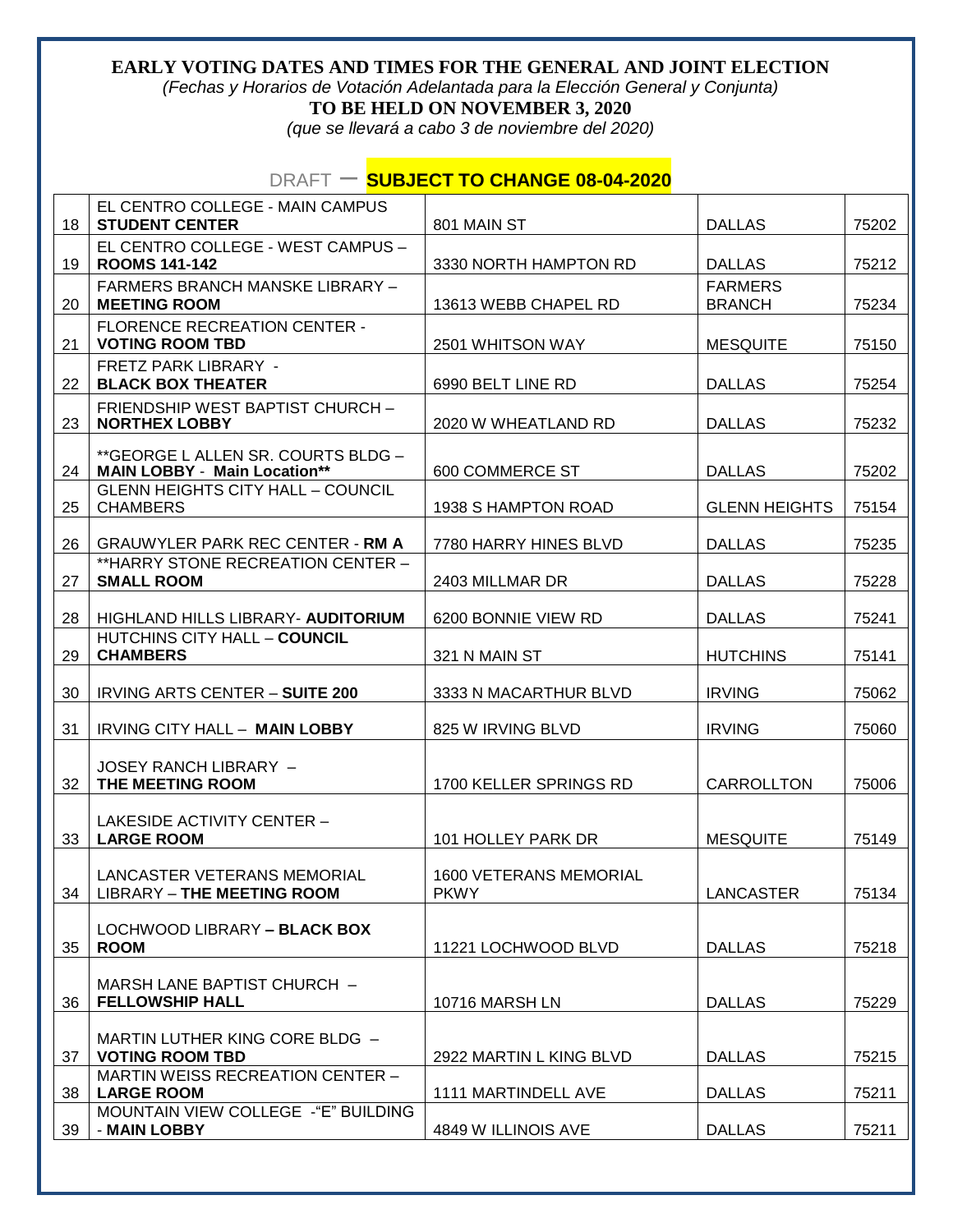**EARLY VOTING DATES AND TIMES FOR THE GENERAL AND JOINT ELECTION**

*(Fechas y Horarios de Votación Adelantada para la Elección General y Conjunta)*

**TO BE HELD ON NOVEMBER 3, 2020**

*(que se llevará a cabo 3 de noviembre del 2020)*

DRAFT – **SUBJECT TO CHANGE 08-04-2020**

| | | | | |
|---|---|---|---|---|
| 18 | EL CENTRO COLLEGE - MAIN CAMPUS **STUDENT CENTER** | 801 MAIN ST | DALLAS | 75202 |
| 19 | EL CENTRO COLLEGE - WEST CAMPUS – **ROOMS 141-142** | 3330 NORTH HAMPTON RD | DALLAS | 75212 |
| 20 | FARMERS BRANCH MANSKE LIBRARY – **MEETING ROOM** | 13613 WEBB CHAPEL RD | FARMERS BRANCH | 75234 |
| 21 | FLORENCE RECREATION CENTER - **VOTING ROOM TBD** | 2501 WHITSON WAY | MESQUITE | 75150 |
| 22 | FRETZ PARK LIBRARY - **BLACK BOX THEATER** | 6990 BELT LINE RD | DALLAS | 75254 |
| 23 | FRIENDSHIP WEST BAPTIST CHURCH – **NORTHEX LOBBY** | 2020 W WHEATLAND RD | DALLAS | 75232 |
| 24 | **GEORGE L ALLEN SR. COURTS BLDG – **MAIN LOBBY - Main Location**** | 600 COMMERCE ST | DALLAS | 75202 |
| 25 | GLENN HEIGHTS CITY HALL – COUNCIL CHAMBERS | 1938 S HAMPTON ROAD | GLENN HEIGHTS | 75154 |
| 26 | GRAUWYLER PARK REC CENTER - **RM A** | 7780 HARRY HINES BLVD | DALLAS | 75235 |
| 27 | **HARRY STONE RECREATION CENTER – **SMALL ROOM** | 2403 MILLMAR DR | DALLAS | 75228 |
| 28 | HIGHLAND HILLS LIBRARY- **AUDITORIUM** | 6200 BONNIE VIEW RD | DALLAS | 75241 |
| 29 | HUTCHINS CITY HALL – **COUNCIL CHAMBERS** | 321 N MAIN ST | HUTCHINS | 75141 |
| 30 | IRVING ARTS CENTER – **SUITE 200** | 3333 N MACARTHUR BLVD | IRVING | 75062 |
| 31 | IRVING CITY HALL – **MAIN LOBBY** | 825 W IRVING BLVD | IRVING | 75060 |
| 32 | JOSEY RANCH LIBRARY – **THE MEETING ROOM** | 1700 KELLER SPRINGS RD | CARROLLTON | 75006 |
| 33 | LAKESIDE ACTIVITY CENTER – **LARGE ROOM** | 101 HOLLEY PARK DR | MESQUITE | 75149 |
| 34 | LANCASTER VETERANS MEMORIAL LIBRARY – **THE MEETING ROOM** | 1600 VETERANS MEMORIAL PKWY | LANCASTER | 75134 |
| 35 | LOCHWOOD LIBRARY **– BLACK BOX ROOM** | 11221 LOCHWOOD BLVD | DALLAS | 75218 |
| 36 | MARSH LANE BAPTIST CHURCH – **FELLOWSHIP HALL** | 10716 MARSH LN | DALLAS | 75229 |
| 37 | MARTIN LUTHER KING CORE BLDG – **VOTING ROOM TBD** | 2922 MARTIN L KING BLVD | DALLAS | 75215 |
| 38 | MARTIN WEISS RECREATION CENTER – **LARGE ROOM** | 1111 MARTINDELL AVE | DALLAS | 75211 |
| 39 | MOUNTAIN VIEW COLLEGE -"E" BUILDING - **MAIN LOBBY** | 4849 W ILLINOIS AVE | DALLAS | 75211 |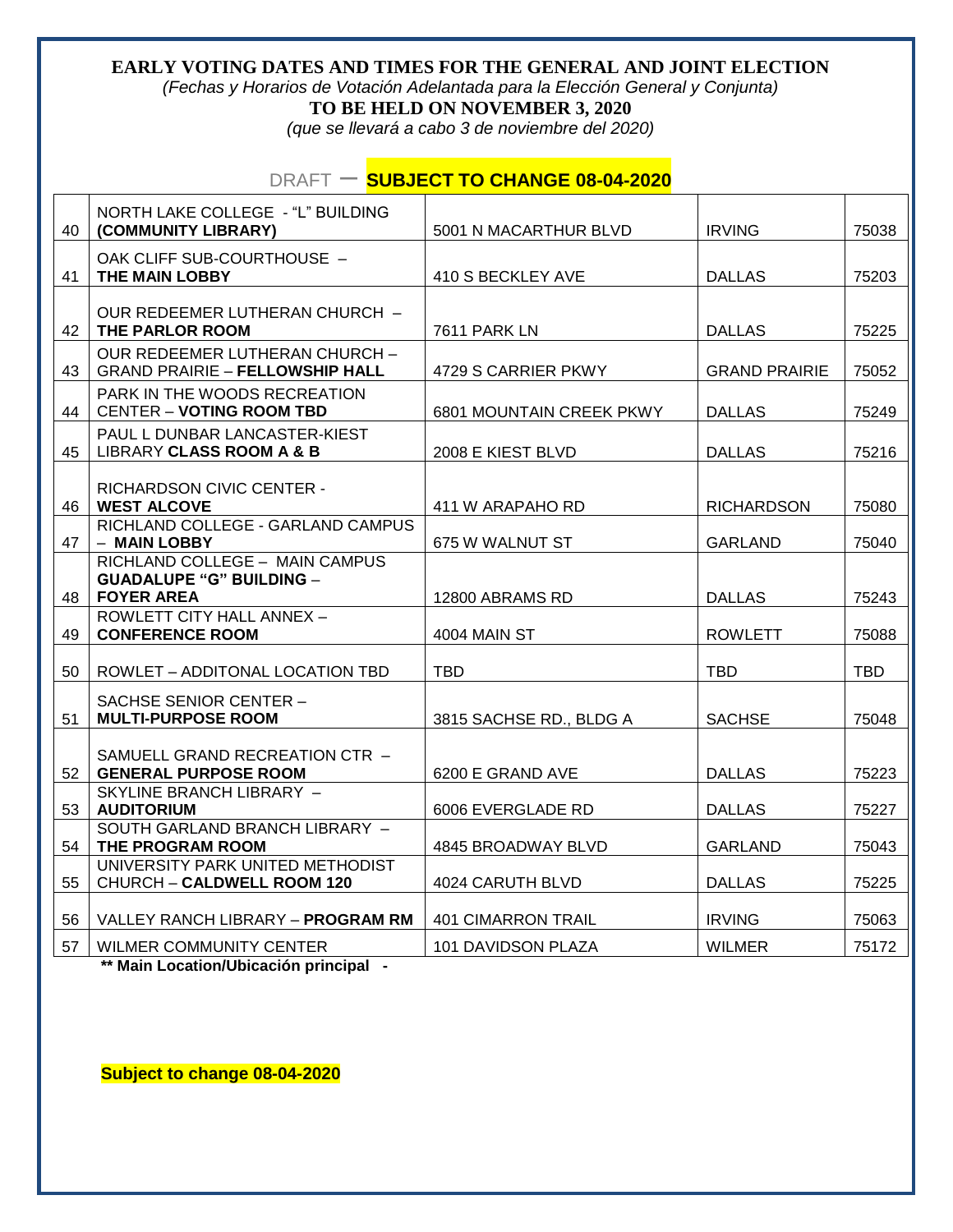**EARLY VOTING DATES AND TIMES FOR THE GENERAL AND JOINT ELECTION**

*(Fechas y Horarios de Votación Adelantada para la Elección General y Conjunta)*

**TO BE HELD ON NOVEMBER 3, 2020**

*(que se llevará a cabo 3 de noviembre del 2020)*

DRAFT – **SUBJECT TO CHANGE 08-04-2020**

| | | | | |
|---|---|---|---|---|
| 40 | NORTH LAKE COLLEGE - "L" BUILDING **(COMMUNITY LIBRARY)** | 5001 N MACARTHUR BLVD | IRVING | 75038 |
| 41 | OAK CLIFF SUB-COURTHOUSE – **THE MAIN LOBBY** | 410 S BECKLEY AVE | DALLAS | 75203 |
| 42 | OUR REDEEMER LUTHERAN CHURCH – **THE PARLOR ROOM** | 7611 PARK LN | DALLAS | 75225 |
| 43 | OUR REDEEMER LUTHERAN CHURCH – GRAND PRAIRIE – **FELLOWSHIP HALL** | 4729 S CARRIER PKWY | GRAND PRAIRIE | 75052 |
| 44 | PARK IN THE WOODS RECREATION CENTER – **VOTING ROOM TBD** | 6801 MOUNTAIN CREEK PKWY | DALLAS | 75249 |
| 45 | PAUL L DUNBAR LANCASTER-KIEST LIBRARY **CLASS ROOM A & B** | 2008 E KIEST BLVD | DALLAS | 75216 |
| 46 | RICHARDSON CIVIC CENTER - **WEST ALCOVE** | 411 W ARAPAHO RD | RICHARDSON | 75080 |
| 47 | RICHLAND COLLEGE - GARLAND CAMPUS – **MAIN LOBBY** | 675 W WALNUT ST | GARLAND | 75040 |
| 48 | RICHLAND COLLEGE – MAIN CAMPUS **GUADALUPE "G" BUILDING – FOYER AREA** | 12800 ABRAMS RD | DALLAS | 75243 |
| 49 | ROWLETT CITY HALL ANNEX – **CONFERENCE ROOM** | 4004 MAIN ST | ROWLETT | 75088 |
| 50 | ROWLET – ADDITONAL LOCATION TBD | TBD | TBD | TBD |
| 51 | SACHSE SENIOR CENTER – **MULTI-PURPOSE ROOM** | 3815 SACHSE RD., BLDG A | SACHSE | 75048 |
| 52 | SAMUELL GRAND RECREATION CTR – **GENERAL PURPOSE ROOM** | 6200 E GRAND AVE | DALLAS | 75223 |
| 53 | SKYLINE BRANCH LIBRARY – **AUDITORIUM** | 6006 EVERGLADE RD | DALLAS | 75227 |
| 54 | SOUTH GARLAND BRANCH LIBRARY – **THE PROGRAM ROOM** | 4845 BROADWAY BLVD | GARLAND | 75043 |
| 55 | UNIVERSITY PARK UNITED METHODIST CHURCH – **CALDWELL ROOM 120** | 4024 CARUTH BLVD | DALLAS | 75225 |
| 56 | VALLEY RANCH LIBRARY – **PROGRAM RM** | 401 CIMARRON TRAIL | IRVING | 75063 |
| 57 | WILMER COMMUNITY CENTER | 101 DAVIDSON PLAZA | WILMER | 75172 |

**** Main Location/Ubicación principal -**

**Subject to change 08-04-2020**